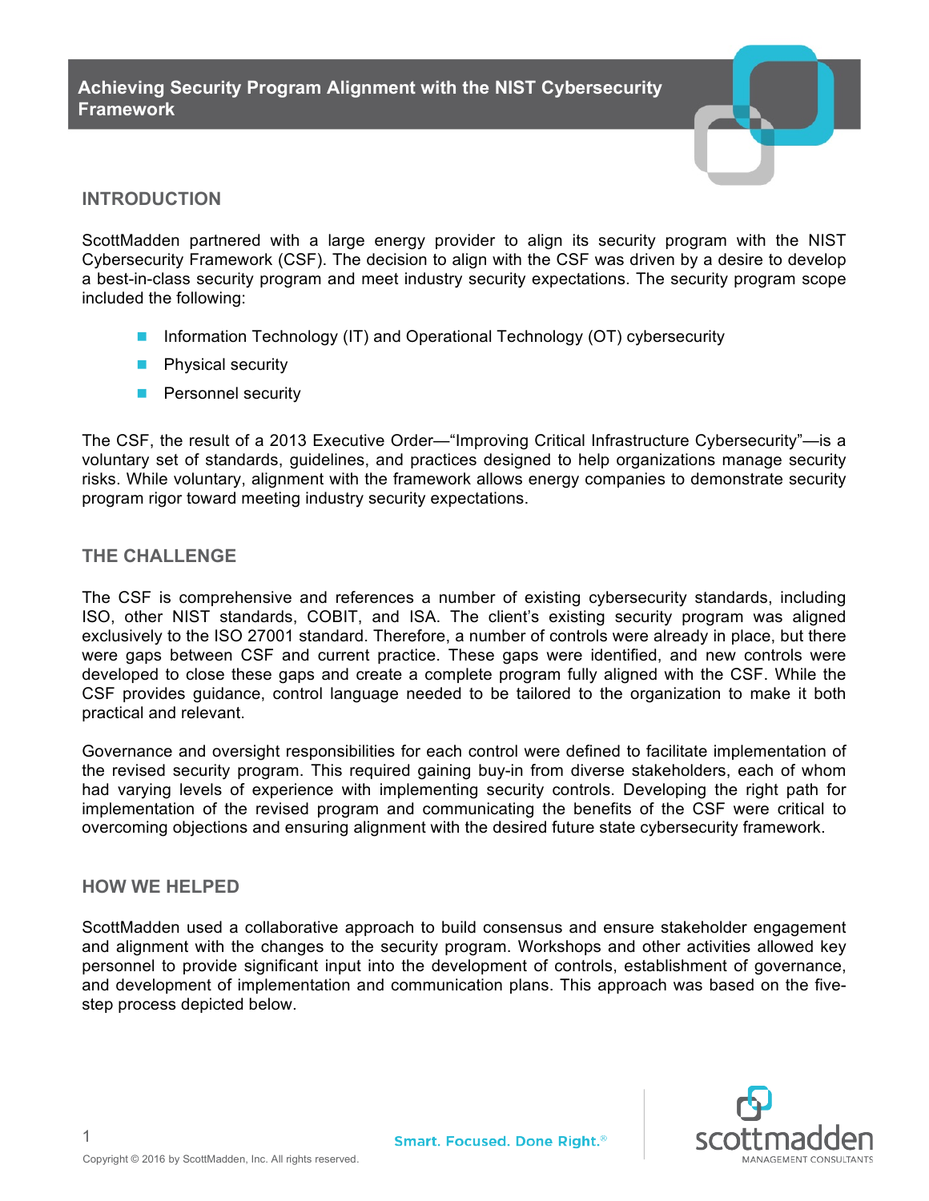# Achieving Security Program Alignment with the NIST Cybersecurity Framework

## INTRODUCTION

ScottMadden partnered with a large energy provider to align its security program with the NIST Cybersecurity Framework (CSF). The decision to align with the CSF was driven by a desire to develop a best-in-class security program and meet industry security expectations. The security program scope included the following:

- Information Technology (IT) and Operational Technology (OT) cybersecurity
- Physical security
- Personnel security

The CSF, the result of a 2013 Executive Order—"Improving Critical Infrastructure Cybersecurity"—is a voluntary set of standards, guidelines, and practices designed to help organizations manage security risks. While voluntary, alignment with the framework allows energy companies to demonstrate security program rigor toward meeting industry security expectations.

## THE CHALLENGE

The CSF is comprehensive and references a number of existing cybersecurity standards, including ISO, other NIST standards, COBIT, and ISA. The client's existing security program was aligned exclusively to the ISO 27001 standard. Therefore, a number of controls were already in place, but there were gaps between CSF and current practice. These gaps were identified, and new controls were developed to close these gaps and create a complete program fully aligned with the CSF. While the CSF provides guidance, control language needed to be tailored to the organization to make it both practical and relevant.

Governance and oversight responsibilities for each control were defined to facilitate implementation of the revised security program. This required gaining buy-in from diverse stakeholders, each of whom had varying levels of experience with implementing security controls. Developing the right path for implementation of the revised program and communicating the benefits of the CSF were critical to overcoming objections and ensuring alignment with the desired future state cybersecurity framework.

## HOW WE HELPED

ScottMadden used a collaborative approach to build consensus and ensure stakeholder engagement and alignment with the changes to the security program. Workshops and other activities allowed key personnel to provide significant input into the development of controls, establishment of governance, and development of implementation and communication plans. This approach was based on the five-step process depicted below.

Copyright © 2016 by ScottMadden, Inc. All rights reserved.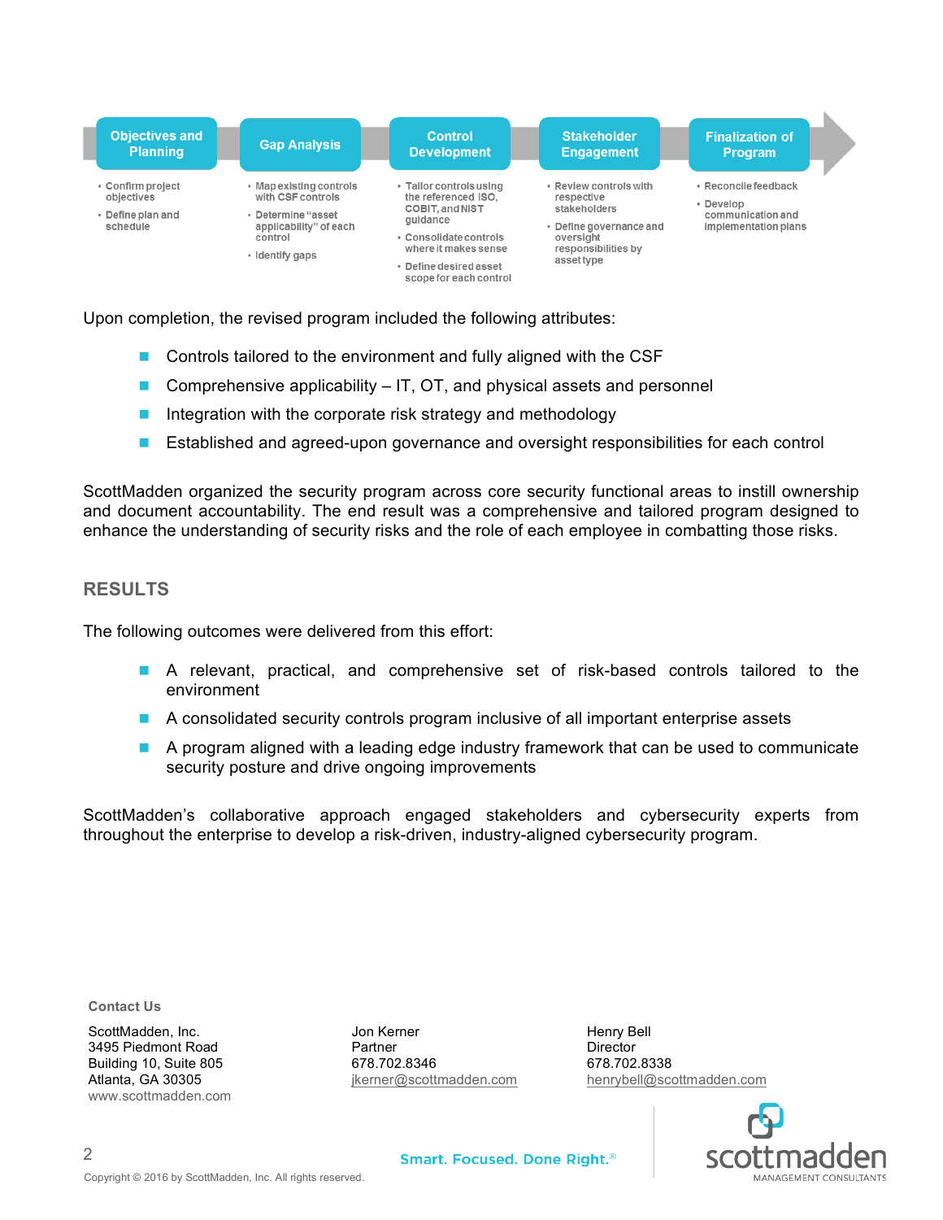**Objectives and Planning**
- Confirm project objectives
- Define plan and schedule

**Gap Analysis**
- Map existing controls with CSF controls
- Determine "asset applicability" of each control
- Identify gaps

**Control Development**
- Tailor controls using the referenced ISO, COBIT, and NIST guidance
- Consolidate controls where it makes sense
- Define desired asset scope for each control

**Stakeholder Engagement**
- Review controls with respective stakeholders
- Define governance and oversight responsibilities by asset type

**Finalization of Program**
- Reconcile feedback
- Develop communication and implementation plans

Upon completion, the revised program included the following attributes:

- Controls tailored to the environment and fully aligned with the CSF
- Comprehensive applicability – IT, OT, and physical assets and personnel
- Integration with the corporate risk strategy and methodology
- Established and agreed-upon governance and oversight responsibilities for each control

ScottMadden organized the security program across core security functional areas to instill ownership and document accountability. The end result was a comprehensive and tailored program designed to enhance the understanding of security risks and the role of each employee in combatting those risks.

## RESULTS

The following outcomes were delivered from this effort:

- A relevant, practical, and comprehensive set of risk-based controls tailored to the environment
- A consolidated security controls program inclusive of all important enterprise assets
- A program aligned with a leading edge industry framework that can be used to communicate security posture and drive ongoing improvements

ScottMadden's collaborative approach engaged stakeholders and cybersecurity experts from throughout the enterprise to develop a risk-driven, industry-aligned cybersecurity program.

**Contact Us**

ScottMadden, Inc.
3495 Piedmont Road
Building 10, Suite 805
Atlanta, GA 30305
www.scottmadden.com

Jon Kerner
Partner
678.702.8346
jkerner@scottmadden.com

Henry Bell
Director
678.702.8338
henrybell@scottmadden.com

Smart. Focused. Done Right.®

scottmadden MANAGEMENT CONSULTANTS

Copyright © 2016 by ScottMadden, Inc. All rights reserved.